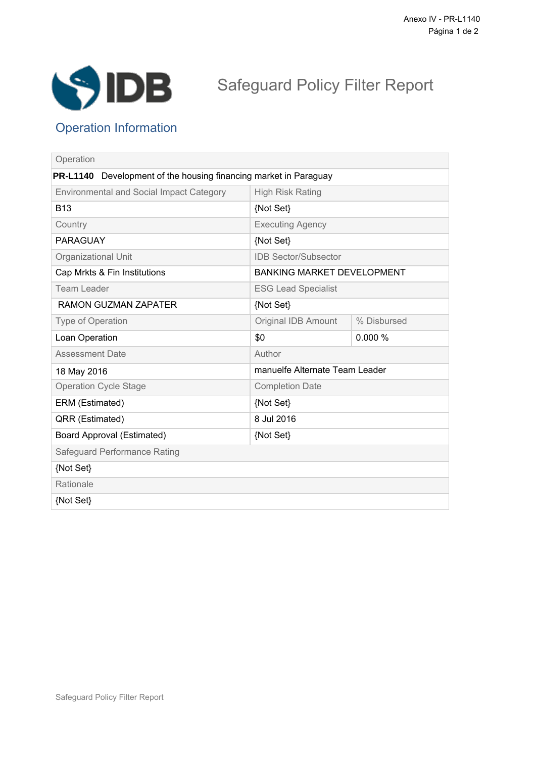# Safeguard Policy Filter Report

## Operation Information

| Operation | | |
|---|---|---|
| **PR-L1140** Development of the housing financing market in Paraguay | | |
| Environmental and Social Impact Category | High Risk Rating | |
| B13 | {Not Set} | |
| Country | Executing Agency | |
| PARAGUAY | {Not Set} | |
| Organizational Unit | IDB Sector/Subsector | |
| Cap Mrkts & Fin Institutions | BANKING MARKET DEVELOPMENT | |
| Team Leader | ESG Lead Specialist | |
| RAMON GUZMAN ZAPATER | {Not Set} | |
| Type of Operation | Original IDB Amount | % Disbursed |
| Loan Operation | $0 | 0.000 % |
| Assessment Date | Author | |
| 18 May 2016 | manuelfe Alternate Team Leader | |
| Operation Cycle Stage | Completion Date | |
| ERM (Estimated) | {Not Set} | |
| QRR (Estimated) | 8 Jul 2016 | |
| Board Approval (Estimated) | {Not Set} | |
| Safeguard Performance Rating | | |
| {Not Set} | | |
| Rationale | | |
| {Not Set} | | |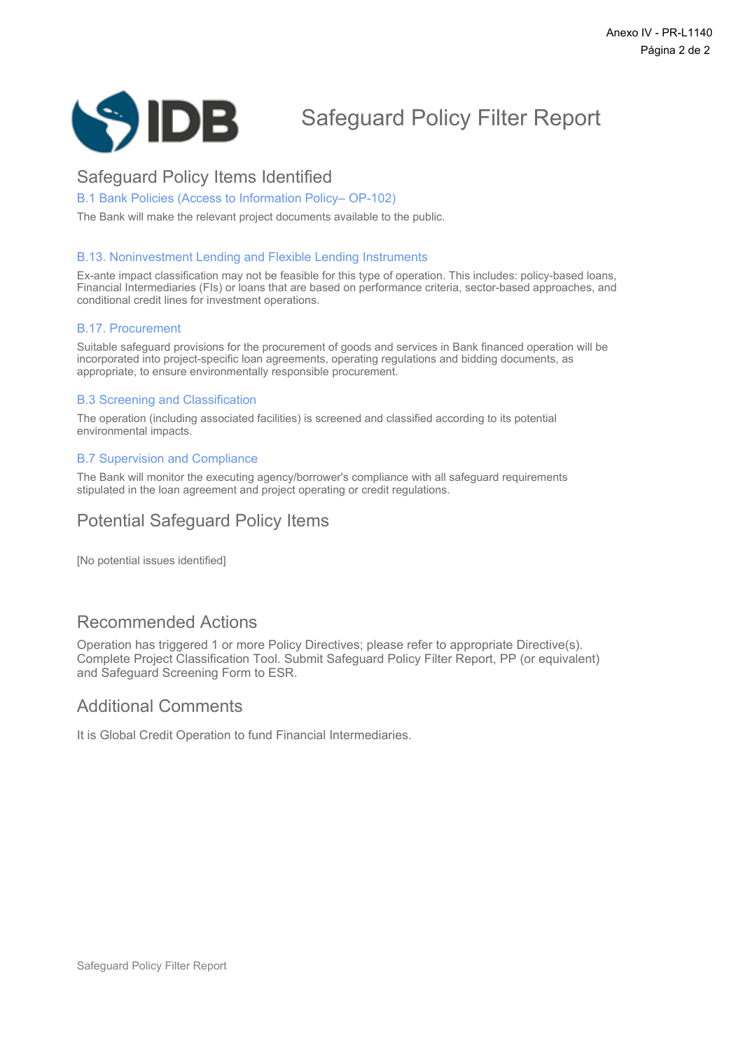# Safeguard Policy Filter Report

## Safeguard Policy Items Identified

### B.1 Bank Policies (Access to Information Policy– OP-102)

The Bank will make the relevant project documents available to the public.

### B.13. Noninvestment Lending and Flexible Lending Instruments

Ex-ante impact classification may not be feasible for this type of operation. This includes: policy-based loans, Financial Intermediaries (FIs) or loans that are based on performance criteria, sector-based approaches, and conditional credit lines for investment operations.

### B.17. Procurement

Suitable safeguard provisions for the procurement of goods and services in Bank financed operation will be incorporated into project-specific loan agreements, operating regulations and bidding documents, as appropriate, to ensure environmentally responsible procurement.

### B.3 Screening and Classification

The operation (including associated facilities) is screened and classified according to its potential environmental impacts.

### B.7 Supervision and Compliance

The Bank will monitor the executing agency/borrower's compliance with all safeguard requirements stipulated in the loan agreement and project operating or credit regulations.

## Potential Safeguard Policy Items

[No potential issues identified]

## Recommended Actions

Operation has triggered 1 or more Policy Directives; please refer to appropriate Directive(s). Complete Project Classification Tool. Submit Safeguard Policy Filter Report, PP (or equivalent) and Safeguard Screening Form to ESR.

## Additional Comments

It is Global Credit Operation to fund Financial Intermediaries.